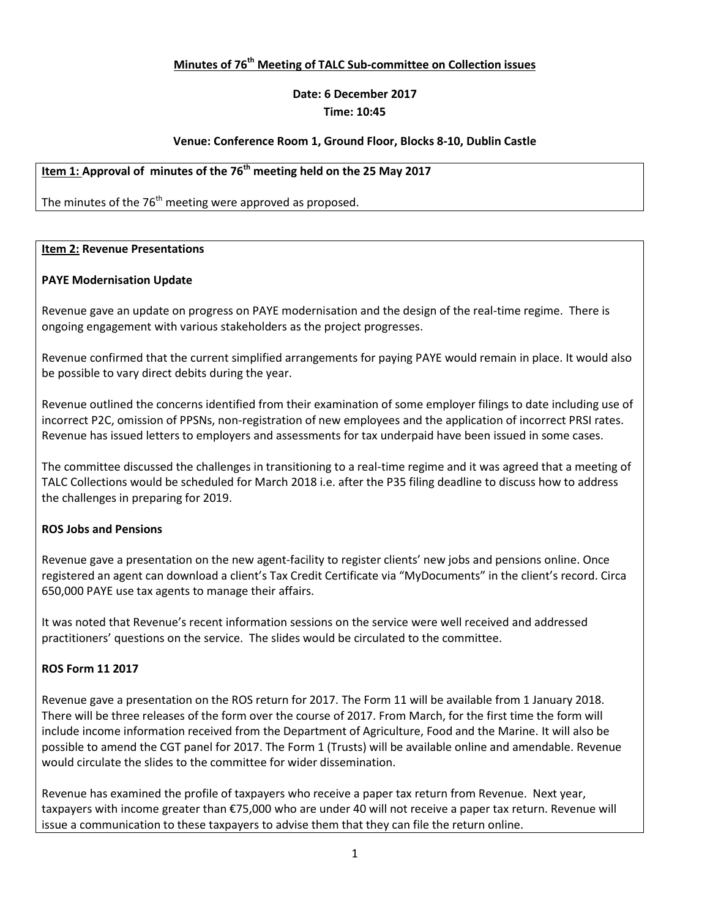# Minutes of 76th Meeting of TALC Sub-committee on Collection issues

**Date: 6 December 2017**

**Time: 10:45**

**Venue: Conference Room 1, Ground Floor, Blocks 8-10, Dublin Castle**

**Item 1: Approval of minutes of the 76th meeting held on the 25 May 2017**

The minutes of the 76th meeting were approved as proposed.

**Item 2: Revenue Presentations**

**PAYE Modernisation Update**

Revenue gave an update on progress on PAYE modernisation and the design of the real-time regime. There is ongoing engagement with various stakeholders as the project progresses.

Revenue confirmed that the current simplified arrangements for paying PAYE would remain in place. It would also be possible to vary direct debits during the year.

Revenue outlined the concerns identified from their examination of some employer filings to date including use of incorrect P2C, omission of PPSNs, non-registration of new employees and the application of incorrect PRSI rates. Revenue has issued letters to employers and assessments for tax underpaid have been issued in some cases.

The committee discussed the challenges in transitioning to a real-time regime and it was agreed that a meeting of TALC Collections would be scheduled for March 2018 i.e. after the P35 filing deadline to discuss how to address the challenges in preparing for 2019.

**ROS Jobs and Pensions**

Revenue gave a presentation on the new agent-facility to register clients' new jobs and pensions online. Once registered an agent can download a client's Tax Credit Certificate via "MyDocuments" in the client's record. Circa 650,000 PAYE use tax agents to manage their affairs.

It was noted that Revenue's recent information sessions on the service were well received and addressed practitioners' questions on the service. The slides would be circulated to the committee.

**ROS Form 11 2017**

Revenue gave a presentation on the ROS return for 2017. The Form 11 will be available from 1 January 2018. There will be three releases of the form over the course of 2017. From March, for the first time the form will include income information received from the Department of Agriculture, Food and the Marine. It will also be possible to amend the CGT panel for 2017. The Form 1 (Trusts) will be available online and amendable. Revenue would circulate the slides to the committee for wider dissemination.

Revenue has examined the profile of taxpayers who receive a paper tax return from Revenue. Next year, taxpayers with income greater than €75,000 who are under 40 will not receive a paper tax return. Revenue will issue a communication to these taxpayers to advise them that they can file the return online.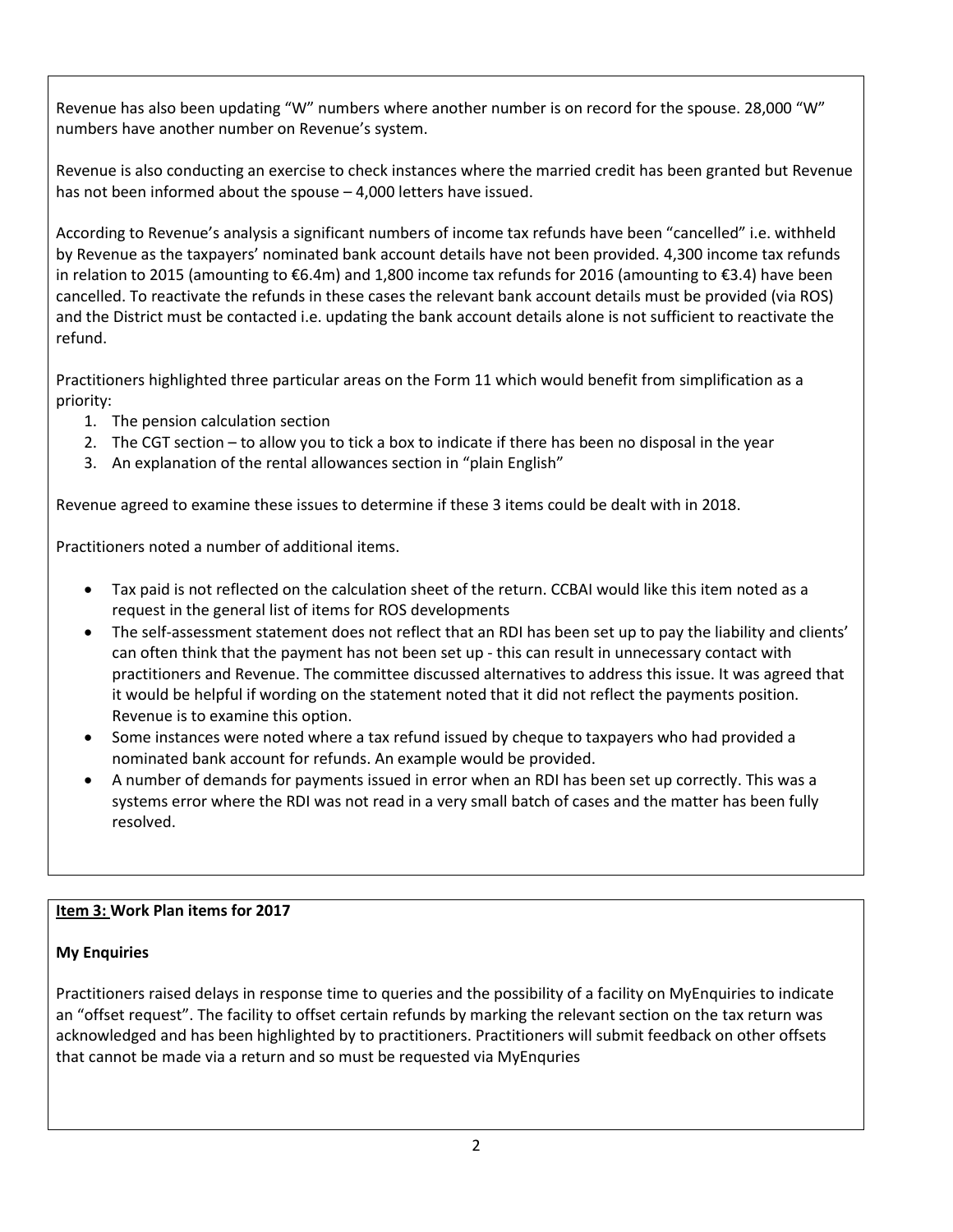Revenue has also been updating "W" numbers where another number is on record for the spouse. 28,000 "W" numbers have another number on Revenue's system.

Revenue is also conducting an exercise to check instances where the married credit has been granted but Revenue has not been informed about the spouse – 4,000 letters have issued.

According to Revenue's analysis a significant numbers of income tax refunds have been "cancelled" i.e. withheld by Revenue as the taxpayers' nominated bank account details have not been provided. 4,300 income tax refunds in relation to 2015 (amounting to €6.4m) and 1,800 income tax refunds for 2016 (amounting to €3.4) have been cancelled. To reactivate the refunds in these cases the relevant bank account details must be provided (via ROS) and the District must be contacted i.e. updating the bank account details alone is not sufficient to reactivate the refund.

Practitioners highlighted three particular areas on the Form 11 which would benefit from simplification as a priority:

1. The pension calculation section
2. The CGT section – to allow you to tick a box to indicate if there has been no disposal in the year
3. An explanation of the rental allowances section in "plain English"

Revenue agreed to examine these issues to determine if these 3 items could be dealt with in 2018.

Practitioners noted a number of additional items.

- Tax paid is not reflected on the calculation sheet of the return. CCBAI would like this item noted as a request in the general list of items for ROS developments
- The self-assessment statement does not reflect that an RDI has been set up to pay the liability and clients' can often think that the payment has not been set up - this can result in unnecessary contact with practitioners and Revenue. The committee discussed alternatives to address this issue. It was agreed that it would be helpful if wording on the statement noted that it did not reflect the payments position. Revenue is to examine this option.
- Some instances were noted where a tax refund issued by cheque to taxpayers who had provided a nominated bank account for refunds. An example would be provided.
- A number of demands for payments issued in error when an RDI has been set up correctly. This was a systems error where the RDI was not read in a very small batch of cases and the matter has been fully resolved.

**Item 3: Work Plan items for 2017**

**My Enquiries**

Practitioners raised delays in response time to queries and the possibility of a facility on MyEnquiries to indicate an "offset request". The facility to offset certain refunds by marking the relevant section on the tax return was acknowledged and has been highlighted by to practitioners. Practitioners will submit feedback on other offsets that cannot be made via a return and so must be requested via MyEnqurties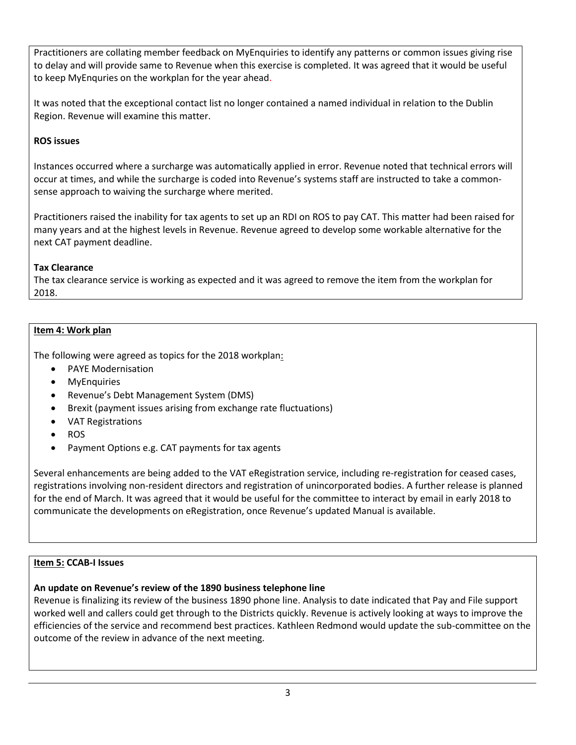Practitioners are collating member feedback on MyEnquiries to identify any patterns or common issues giving rise to delay and will provide same to Revenue when this exercise is completed. It was agreed that it would be useful to keep MyEnqruies on the workplan for the year ahead.

It was noted that the exceptional contact list no longer contained a named individual in relation to the Dublin Region. Revenue will examine this matter.

**ROS issues**

Instances occurred where a surcharge was automatically applied in error. Revenue noted that technical errors will occur at times, and while the surcharge is coded into Revenue's systems staff are instructed to take a common-sense approach to waiving the surcharge where merited.

Practitioners raised the inability for tax agents to set up an RDI on ROS to pay CAT. This matter had been raised for many years and at the highest levels in Revenue. Revenue agreed to develop some workable alternative for the next CAT payment deadline.

**Tax Clearance**

The tax clearance service is working as expected and it was agreed to remove the item from the workplan for 2018.

**Item 4: Work plan**

The following were agreed as topics for the 2018 workplan:

- PAYE Modernisation
- MyEnquiries
- Revenue's Debt Management System (DMS)
- Brexit (payment issues arising from exchange rate fluctuations)
- VAT Registrations
- ROS
- Payment Options e.g. CAT payments for tax agents

Several enhancements are being added to the VAT eRegistration service, including re-registration for ceased cases, registrations involving non-resident directors and registration of unincorporated bodies. A further release is planned for the end of March. It was agreed that it would be useful for the committee to interact by email in early 2018 to communicate the developments on eRegistration, once Revenue's updated Manual is available.

**Item 5: CCAB-I Issues**

**An update on Revenue's review of the 1890 business telephone line**

Revenue is finalizing its review of the business 1890 phone line. Analysis to date indicated that Pay and File support worked well and callers could get through to the Districts quickly. Revenue is actively looking at ways to improve the efficiencies of the service and recommend best practices. Kathleen Redmond would update the sub-committee on the outcome of the review in advance of the next meeting.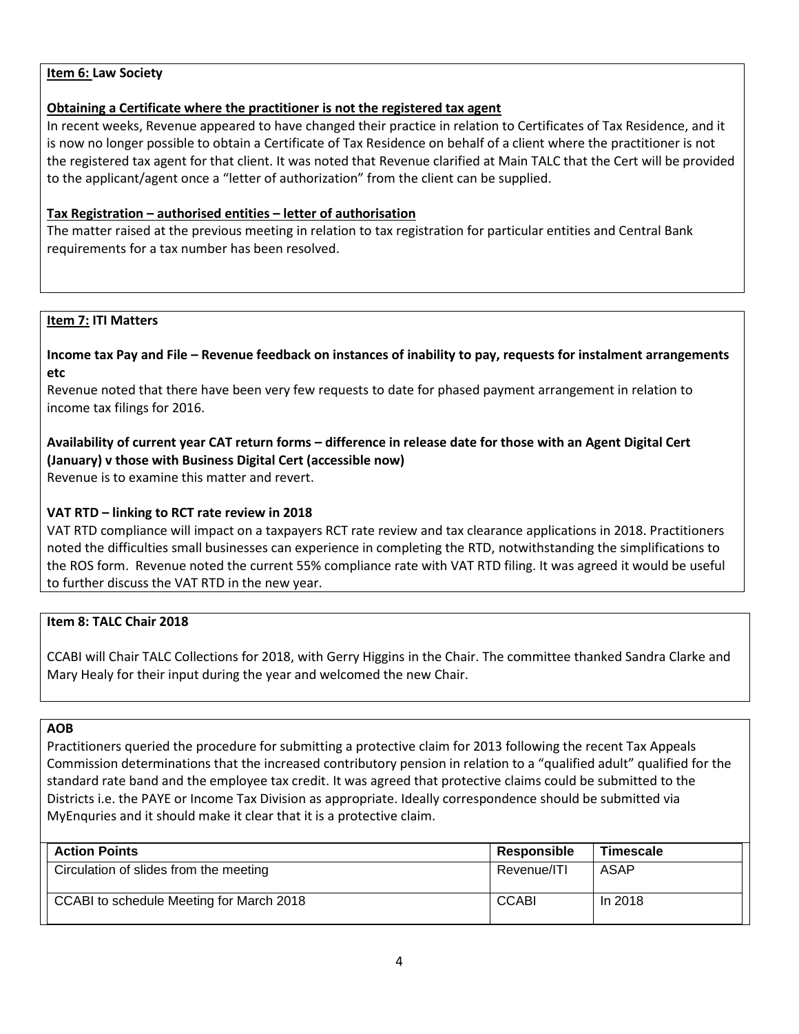**Item 6: Law Society**

**Obtaining a Certificate where the practitioner is not the registered tax agent**

In recent weeks, Revenue appeared to have changed their practice in relation to Certificates of Tax Residence, and it is now no longer possible to obtain a Certificate of Tax Residence on behalf of a client where the practitioner is not the registered tax agent for that client. It was noted that Revenue clarified at Main TALC that the Cert will be provided to the applicant/agent once a "letter of authorization" from the client can be supplied.

**Tax Registration – authorised entities – letter of authorisation**

The matter raised at the previous meeting in relation to tax registration for particular entities and Central Bank requirements for a tax number has been resolved.

**Item 7: ITI Matters**

**Income tax Pay and File – Revenue feedback on instances of inability to pay, requests for instalment arrangements etc**

Revenue noted that there have been very few requests to date for phased payment arrangement in relation to income tax filings for 2016.

**Availability of current year CAT return forms – difference in release date for those with an Agent Digital Cert (January) v those with Business Digital Cert (accessible now)**

Revenue is to examine this matter and revert.

**VAT RTD – linking to RCT rate review in 2018**

VAT RTD compliance will impact on a taxpayers RCT rate review and tax clearance applications in 2018. Practitioners noted the difficulties small businesses can experience in completing the RTD, notwithstanding the simplifications to the ROS form. Revenue noted the current 55% compliance rate with VAT RTD filing. It was agreed it would be useful to further discuss the VAT RTD in the new year.

**Item 8: TALC Chair 2018**

CCABI will Chair TALC Collections for 2018, with Gerry Higgins in the Chair. The committee thanked Sandra Clarke and Mary Healy for their input during the year and welcomed the new Chair.

**AOB**

Practitioners queried the procedure for submitting a protective claim for 2013 following the recent Tax Appeals Commission determinations that the increased contributory pension in relation to a "qualified adult" qualified for the standard rate band and the employee tax credit. It was agreed that protective claims could be submitted to the Districts i.e. the PAYE or Income Tax Division as appropriate. Ideally correspondence should be submitted via MyEnquries and it should make it clear that it is a protective claim.

| Action Points | Responsible | Timescale |
|---|---|---|
| Circulation of slides from the meeting | Revenue/ITI | ASAP |
| CCABI to schedule Meeting for March 2018 | CCABI | In 2018 |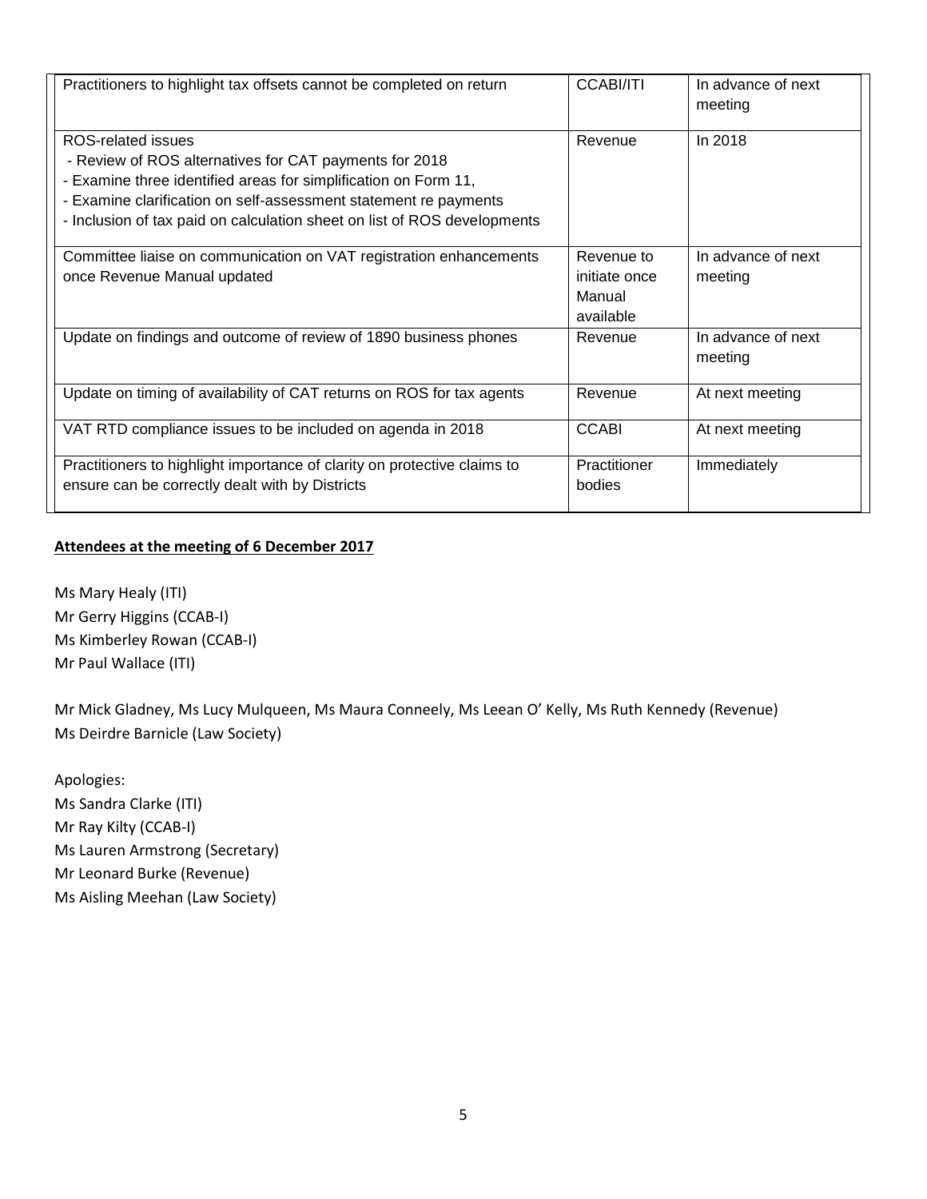| | | |
|---|---|---|
| Practitioners to highlight tax offsets cannot be completed on return | CCABI/ITI | In advance of next meeting |
| ROS-related issues<br>- Review of ROS alternatives for CAT payments for 2018<br>- Examine three identified areas for simplification on Form 11,<br>- Examine clarification on self-assessment statement re payments<br>- Inclusion of tax paid on calculation sheet on list of ROS developments | Revenue | In 2018 |
| Committee liaise on communication on VAT registration enhancements once Revenue Manual updated | Revenue to initiate once Manual available | In advance of next meeting |
| Update on findings and outcome of review of 1890 business phones | Revenue | In advance of next meeting |
| Update on timing of availability of CAT returns on ROS for tax agents | Revenue | At next meeting |
| VAT RTD compliance issues to be included on agenda in 2018 | CCABI | At next meeting |
| Practitioners to highlight importance of clarity on protective claims to ensure can be correctly dealt with by Districts | Practitioner bodies | Immediately |

**Attendees at the meeting of 6 December 2017**

Ms Mary Healy (ITI)
Mr Gerry Higgins (CCAB-I)
Ms Kimberley Rowan (CCAB-I)
Mr Paul Wallace (ITI)

Mr Mick Gladney, Ms Lucy Mulqueen, Ms Maura Conneely, Ms Leean O' Kelly, Ms Ruth Kennedy (Revenue)
Ms Deirdre Barnicle (Law Society)

Apologies:
Ms Sandra Clarke (ITI)
Mr Ray Kilty (CCAB-I)
Ms Lauren Armstrong (Secretary)
Mr Leonard Burke (Revenue)
Ms Aisling Meehan (Law Society)